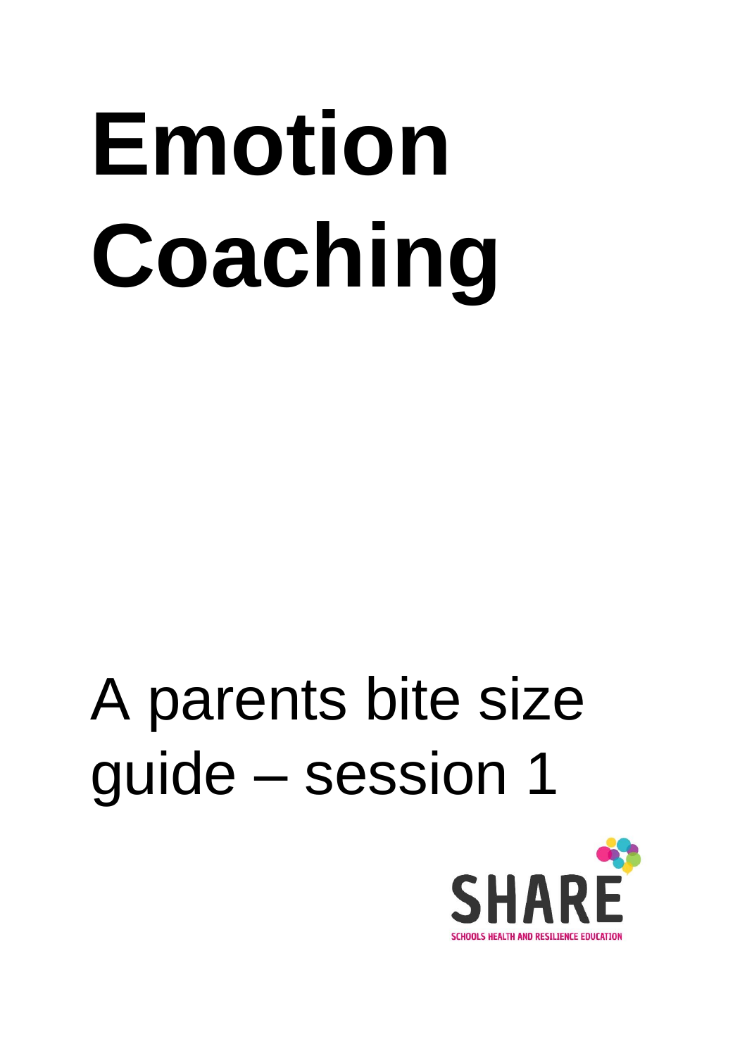# Emotion Coaching

A parents bite size guide – session 1

SHARE

SCHOOLS HEALTH AND RESILIENCE EDUCATION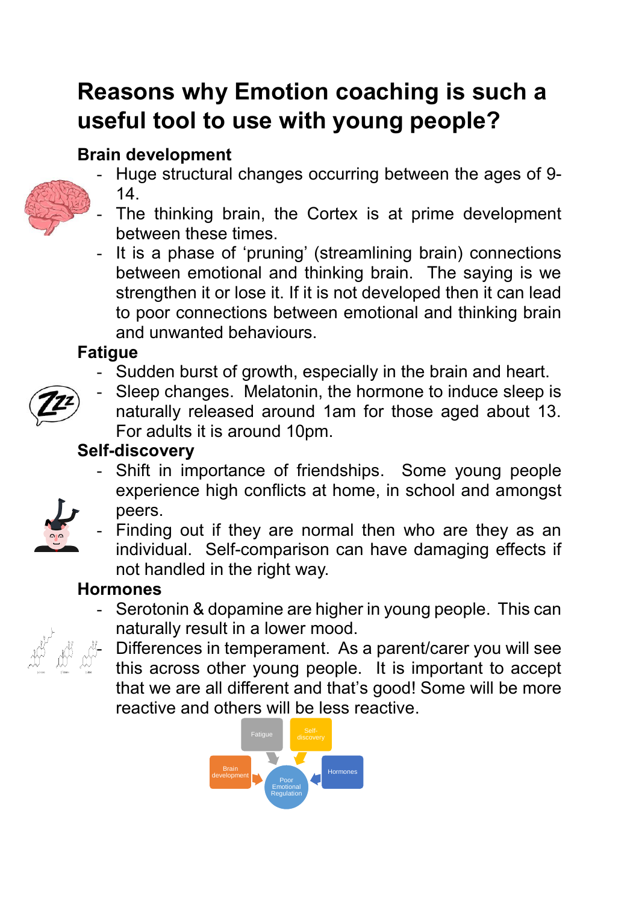# Reasons why Emotion coaching is such a useful tool to use with young people?

**Brain development**

- Huge structural changes occurring between the ages of 9-14.
- The thinking brain, the Cortex is at prime development between these times.
- It is a phase of 'pruning' (streamlining brain) connections between emotional and thinking brain. The saying is we strengthen it or lose it. If it is not developed then it can lead to poor connections between emotional and thinking brain and unwanted behaviours.

**Fatigue**

- Sudden burst of growth, especially in the brain and heart.
- Sleep changes. Melatonin, the hormone to induce sleep is naturally released around 1am for those aged about 13. For adults it is around 10pm.

**Self-discovery**

- Shift in importance of friendships. Some young people experience high conflicts at home, in school and amongst peers.
- Finding out if they are normal then who are they as an individual. Self-comparison can have damaging effects if not handled in the right way.

**Hormones**

- Serotonin & dopamine are higher in young people. This can naturally result in a lower mood.
- Differences in temperament. As a parent/carer you will see this across other young people. It is important to accept that we are all different and that's good! Some will be more reactive and others will be less reactive.

Fatigue → Poor Emotional Regulation
Self-discovery → Poor Emotional Regulation
Brain development → Poor Emotional Regulation
Hormones → Poor Emotional Regulation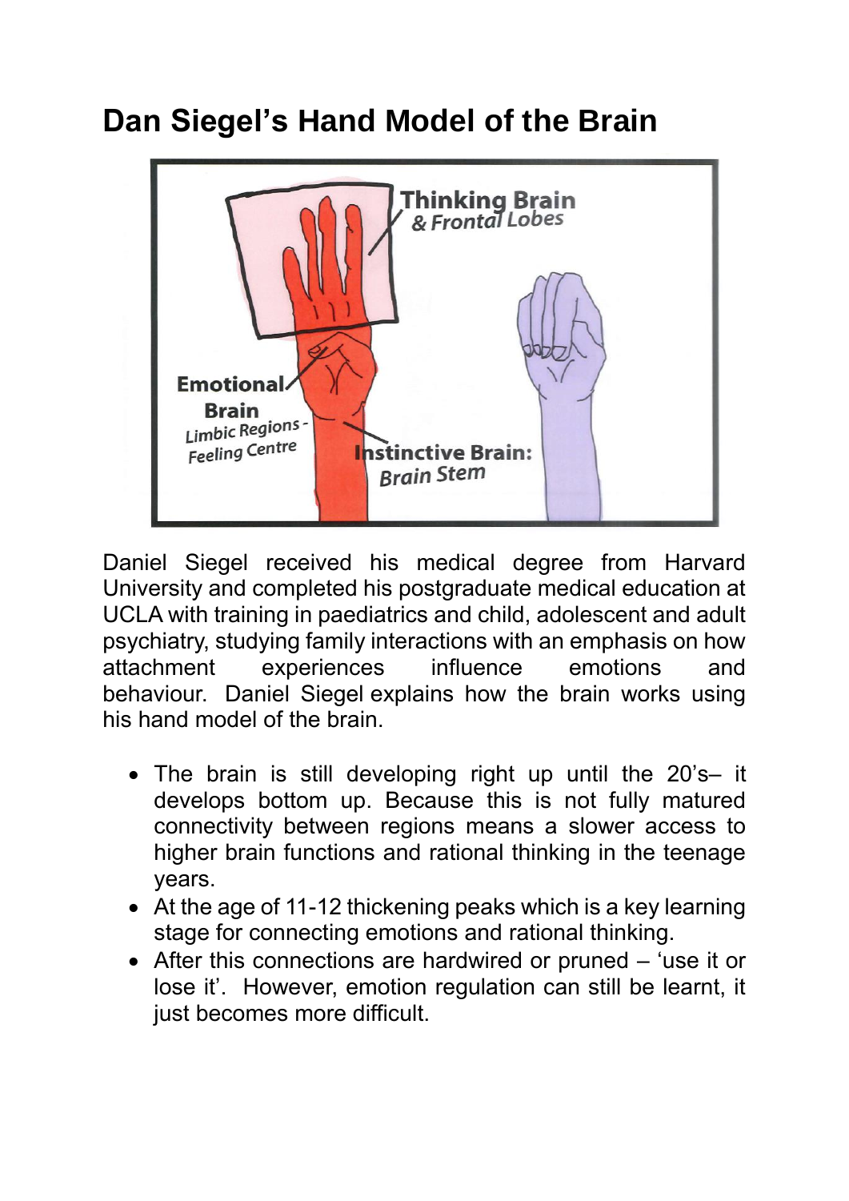# Dan Siegel's Hand Model of the Brain

Daniel Siegel received his medical degree from Harvard University and completed his postgraduate medical education at UCLA with training in paediatrics and child, adolescent and adult psychiatry, studying family interactions with an emphasis on how attachment experiences influence emotions and behaviour. Daniel Siegel explains how the brain works using his hand model of the brain.

- The brain is still developing right up until the 20's– it develops bottom up. Because this is not fully matured connectivity between regions means a slower access to higher brain functions and rational thinking in the teenage years.
- At the age of 11-12 thickening peaks which is a key learning stage for connecting emotions and rational thinking.
- After this connections are hardwired or pruned – 'use it or lose it'. However, emotion regulation can still be learnt, it just becomes more difficult.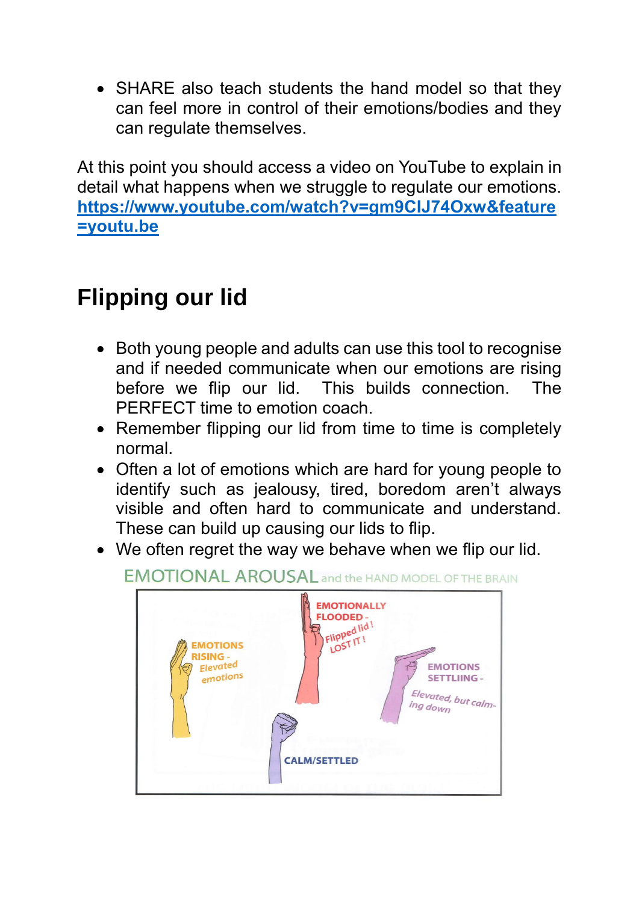- SHARE also teach students the hand model so that they can feel more in control of their emotions/bodies and they can regulate themselves.

At this point you should access a video on YouTube to explain in detail what happens when we struggle to regulate our emotions. [https://www.youtube.com/watch?v=gm9CIJ74Oxw&feature=youtu.be](https://www.youtube.com/watch?v=gm9CIJ74Oxw&feature=youtu.be)

## Flipping our lid

- Both young people and adults can use this tool to recognise and if needed communicate when our emotions are rising before we flip our lid. This builds connection. The PERFECT time to emotion coach.
- Remember flipping our lid from time to time is completely normal.
- Often a lot of emotions which are hard for young people to identify such as jealousy, tired, boredom aren't always visible and often hard to communicate and understand. These can build up causing our lids to flip.
- We often regret the way we behave when we flip our lid.

EMOTIONAL AROUSAL and the HAND MODEL OF THE BRAIN

EMOTIONS RISING - Elevated emotions

EMOTIONALLY FLOODED - Flipped lid! LOST IT!

EMOTIONS SETTLIING - Elevated, but calming down

CALM/SETTLED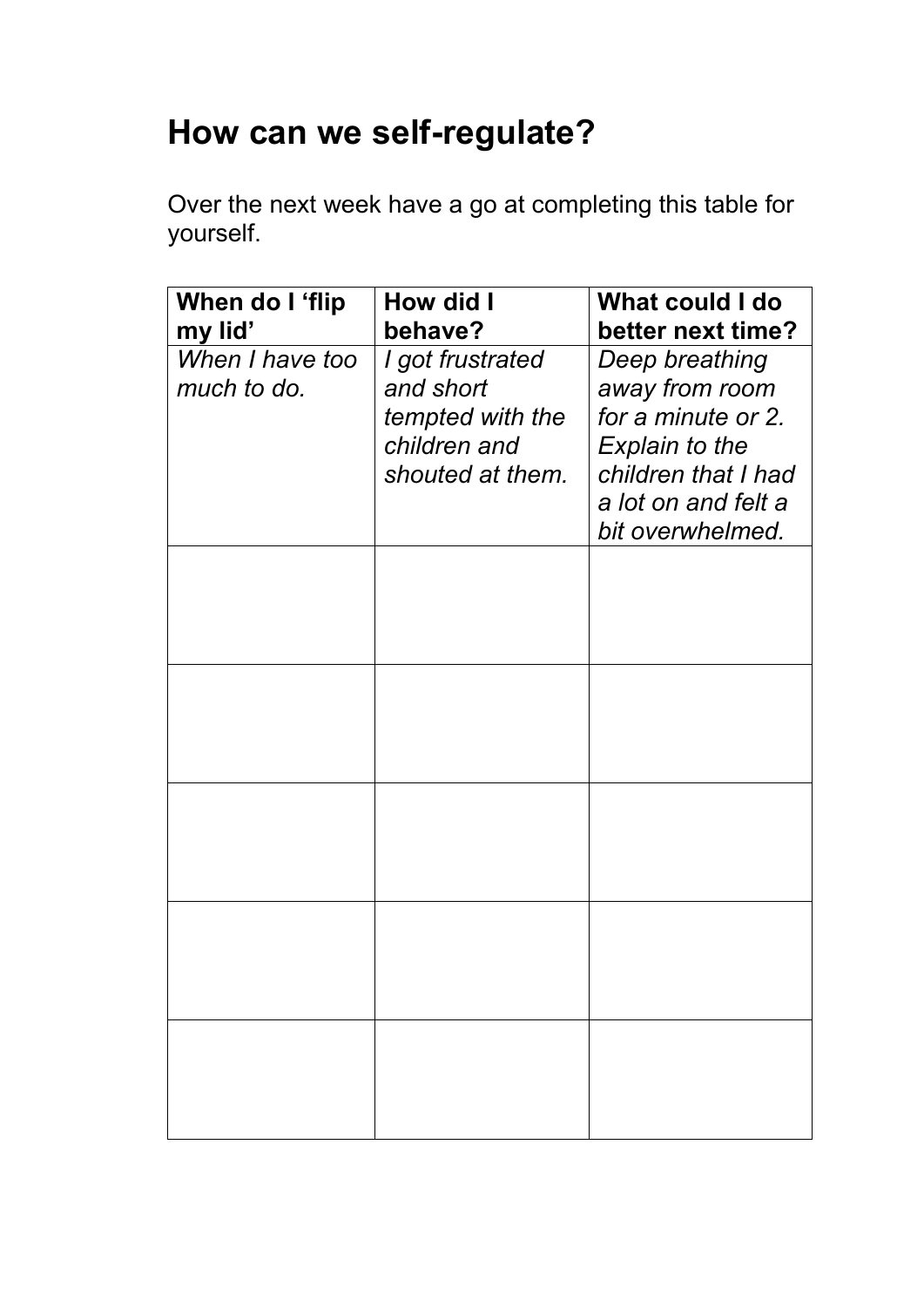# How can we self-regulate?

Over the next week have a go at completing this table for yourself.

| When do I 'flip my lid' | How did I behave? | What could I do better next time? |
|---|---|---|
| *When I have too much to do.* | *I got frustrated and short tempted with the children and shouted at them.* | *Deep breathing away from room for a minute or 2. Explain to the children that I had a lot on and felt a bit overwhelmed.* |
| | | |
| | | |
| | | |
| | | |
| | | |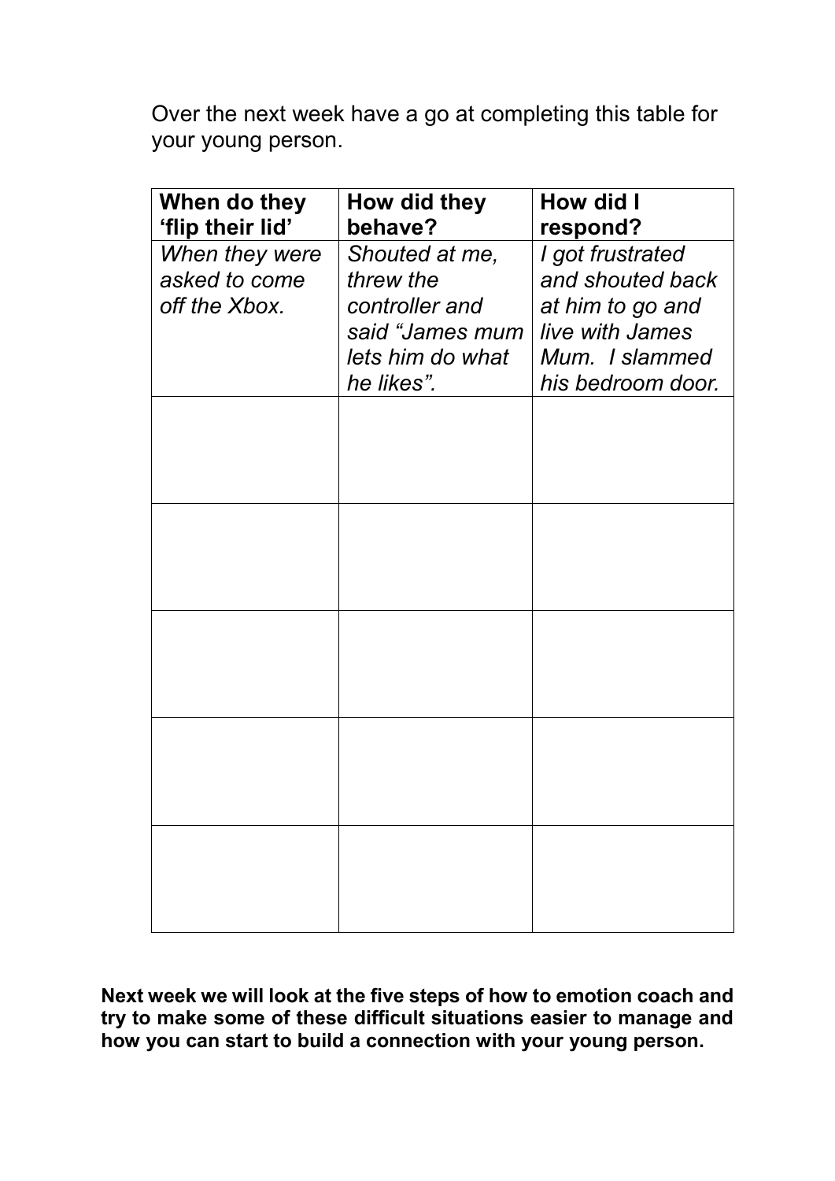Over the next week have a go at completing this table for your young person.

| When do they 'flip their lid' | How did they behave? | How did I respond? |
|---|---|---|
| *When they were asked to come off the Xbox.* | *Shouted at me, threw the controller and said "James mum lets him do what he likes".* | *I got frustrated and shouted back at him to go and live with James Mum. I slammed his bedroom door.* |
| | | |
| | | |
| | | |
| | | |
| | | |

**Next week we will look at the five steps of how to emotion coach and try to make some of these difficult situations easier to manage and how you can start to build a connection with your young person.**